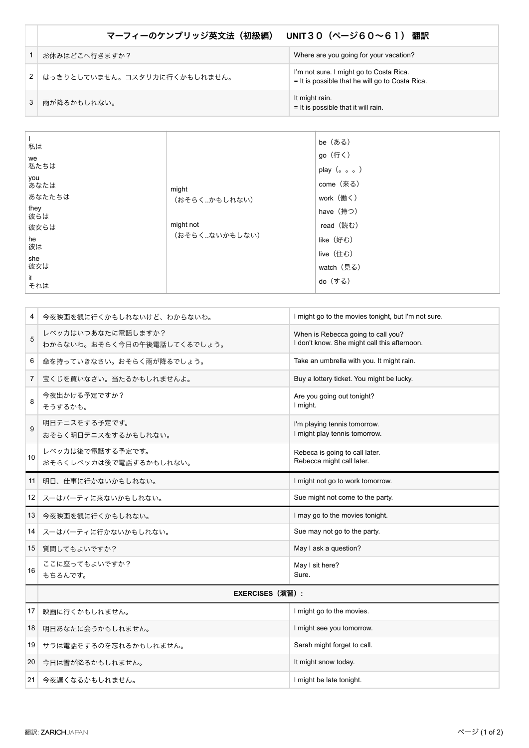| | マーフィーのケンブリッジ英文法（初級編）　UNIT３０（ページ６０～６１） 翻訳 | |
|---|---|---|
| 1 | お休みはどこへ行きますか？ | Where are you going for your vacation? |
| 2 | はっきりとしていません。コスタリカに行くかもしれません。 | I'm not sure. I might go to Costa Rica.<br>= It is possible that he will go to Costa Rica. |
| 3 | 雨が降るかもしれない。 | It might rain.<br>= It is possible that it will rain. |

| | | |
|---|---|---|
| I<br>私は<br>we<br>私たちは<br>you<br>あなたは<br>あなたたちは<br>they<br>彼らは<br>彼女らは<br>he<br>彼は<br>she<br>彼女は<br>it<br>それは | might<br>（おそらく..かもしれない）<br><br>might not<br>（おそらく..ないかもしない） | be（ある）<br>go（行く）<br>play（。。。）<br>come（来る）<br>work（働く）<br>have（持つ）<br>read（読む）<br>like（好む）<br>live（住む）<br>watch（見る）<br>do（する） |

| | | |
|---|---|---|
| 4 | 今夜映画を観に行くかもしれないけど、わからないわ。 | I might go to the movies tonight, but I'm not sure. |
| 5 | レベッカはいつあなたに電話しますか？<br>わからないわ。おそらく今日の午後電話してくるでしょう。 | When is Rebecca going to call you?<br>I don't know. She might call this afternoon. |
| 6 | 傘を持っていきなさい。おそらく雨が降るでしょう。 | Take an umbrella with you. It might rain. |
| 7 | 宝くじを買いなさい。当たるかもしれませんよ。 | Buy a lottery ticket. You might be lucky. |
| 8 | 今夜出かける予定ですか？<br>そうするかも。 | Are you going out tonight?<br>I might. |
| 9 | 明日テニスをする予定です。<br>おそらく明日テニスをするかもしれない。 | I'm playing tennis tomorrow.<br>I might play tennis tomorrow. |
| 10 | レベッカは後で電話する予定です。<br>おそらくレベッカは後で電話するかもしれない。 | Rebeca is going to call later.<br>Rebecca might call later. |
| 11 | 明日、仕事に行かないかもしれない。 | I might not go to work tomorrow. |
| 12 | スーはパーティに来ないかもしれない。 | Sue might not come to the party. |
| 13 | 今夜映画を観に行くかもしれない。 | I may go to the movies tonight. |
| 14 | スーはパーティに行かないかもしれない。 | Sue may not go to the party. |
| 15 | 質問してもよいですか？ | May I ask a question? |
| 16 | ここに座ってもよいですか？<br>もちろんです。 | May I sit here?<br>Sure. |
| | **EXERCISES（演習）：** | |
| 17 | 映画に行くかもしれません。 | I might go to the movies. |
| 18 | 明日あなたに会うかもしれません。 | I might see you tomorrow. |
| 19 | サラは電話をするのを忘れるかもしれません。 | Sarah might forget to call. |
| 20 | 今日は雪が降るかもしれません。 | It might snow today. |
| 21 | 今夜遅くなるかもしれません。 | I might be late tonight. |

翻訳: ZARICHJAPAN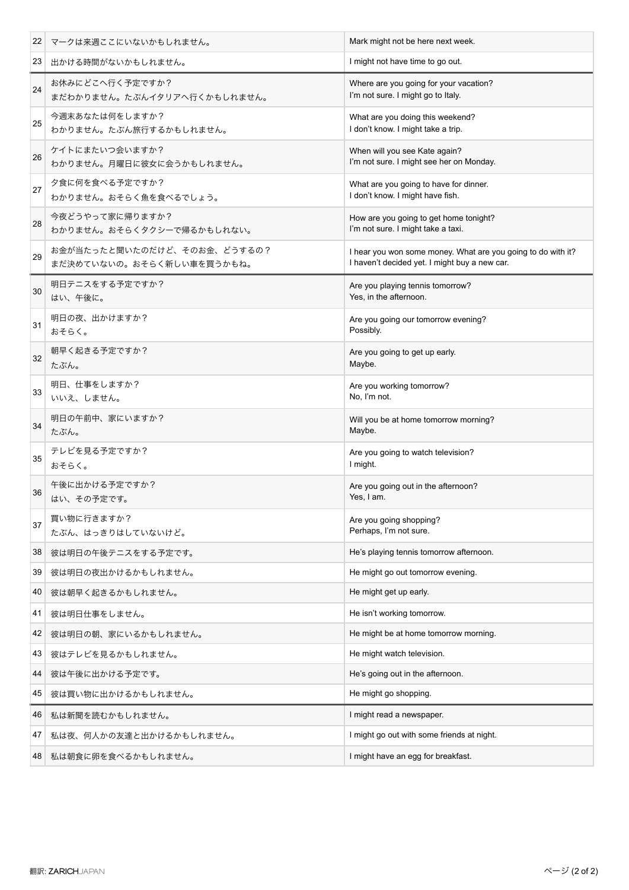| | | |
|---|---|---|
| 22 | マークは来週ここにいないかもしれません。 | Mark might not be here next week. |
| 23 | 出かける時間がないかもしれません。 | I might not have time to go out. |
| 24 | お休みにどこへ行く予定ですか？<br>まだわかりません。たぶんイタリアへ行くかもしれません。 | Where are you going for your vacation?<br>I'm not sure. I might go to Italy. |
| 25 | 今週末あなたは何をしますか？<br>わかりません。たぶん旅行するかもしれません。 | What are you doing this weekend?<br>I don't know. I might take a trip. |
| 26 | ケイトにまたいつ会いますか？<br>わかりません。月曜日に彼女に会うかもしれません。 | When will you see Kate again?<br>I'm not sure. I might see her on Monday. |
| 27 | 夕食に何を食べる予定ですか？<br>わかりません。おそらく魚を食べるでしょう。 | What are you going to have for dinner.<br>I don't know. I might have fish. |
| 28 | 今夜どうやって家に帰りますか？<br>わかりません。おそらくタクシーで帰るかもしれない。 | How are you going to get home tonight?<br>I'm not sure. I might take a taxi. |
| 29 | お金が当たったと聞いたのだけど、そのお金、どうするの？<br>まだ決めていないの。おそらく新しい車を買うかもね。 | I hear you won some money. What are you going to do with it?<br>I haven't decided yet. I might buy a new car. |
| 30 | 明日テニスをする予定ですか？<br>はい、午後に。 | Are you playing tennis tomorrow?<br>Yes, in the afternoon. |
| 31 | 明日の夜、出かけますか？<br>おそらく。 | Are you going our tomorrow evening?<br>Possibly. |
| 32 | 朝早く起きる予定ですか？<br>たぶん。 | Are you going to get up early.<br>Maybe. |
| 33 | 明日、仕事をしますか？<br>いいえ、しません。 | Are you working tomorrow?<br>No, I'm not. |
| 34 | 明日の午前中、家にいますか？<br>たぶん。 | Will you be at home tomorrow morning?<br>Maybe. |
| 35 | テレビを見る予定ですか？<br>おそらく。 | Are you going to watch television?<br>I might. |
| 36 | 午後に出かける予定ですか？<br>はい、その予定です。 | Are you going out in the afternoon?<br>Yes, I am. |
| 37 | 買い物に行きますか？<br>たぶん、はっきりはしていないけど。 | Are you going shopping?<br>Perhaps, I'm not sure. |
| 38 | 彼は明日の午後テニスをする予定です。 | He's playing tennis tomorrow afternoon. |
| 39 | 彼は明日の夜出かけるかもしれません。 | He might go out tomorrow evening. |
| 40 | 彼は朝早く起きるかもしれません。 | He might get up early. |
| 41 | 彼は明日仕事をしません。 | He isn't working tomorrow. |
| 42 | 彼は明日の朝、家にいるかもしれません。 | He might be at home tomorrow morning. |
| 43 | 彼はテレビを見るかもしれません。 | He might watch television. |
| 44 | 彼は午後に出かける予定です。 | He's going out in the afternoon. |
| 45 | 彼は買い物に出かけるかもしれません。 | He might go shopping. |
| 46 | 私は新聞を読むかもしれません。 | I might read a newspaper. |
| 47 | 私は夜、何人かの友達と出かけるかもしれません。 | I might go out with some friends at night. |
| 48 | 私は朝食に卵を食べるかもしれません。 | I might have an egg for breakfast. |

翻訳: ZARICHJAPAN